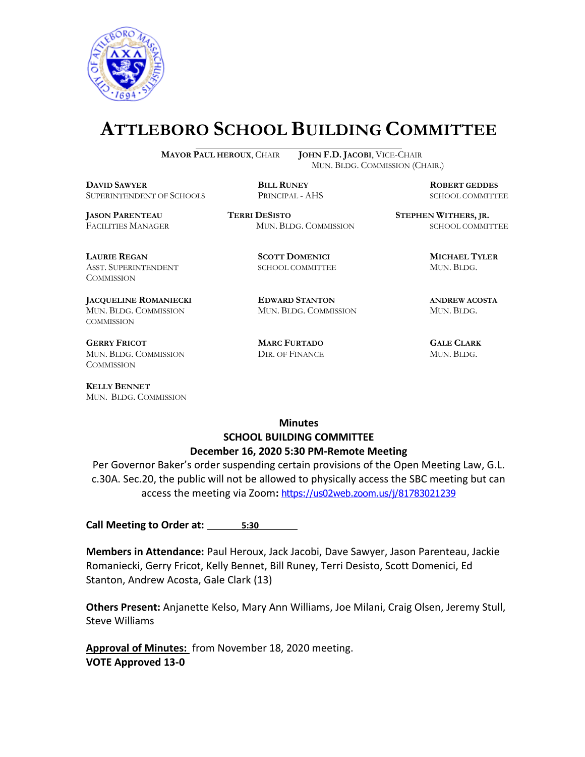# ATTLEBORO SCHOOL BUILDING COMMITTEE

**MAYOR PAUL HEROUX**, CHAIR **JOHN F.D. JACOBI**, VICE-CHAIR
MUN. BLDG. COMMISSION (CHAIR.)

**DAVID SAWYER**
SUPERINTENDENT OF SCHOOLS

**BILL RUNEY**
PRINCIPAL - AHS

**ROBERT GEDDES**
SCHOOL COMMITTEE

**JASON PARENTEAU**
FACILITIES MANAGER

**TERRI DESISTO**
MUN. BLDG. COMMISSION

**STEPHEN WITHERS, JR.**
SCHOOL COMMITTEE

**LAURIE REGAN**
ASST. SUPERINTENDENT
COMMISSION

**SCOTT DOMENICI**
SCHOOL COMMITTEE

**MICHAEL TYLER**
MUN. BLDG.

**JACQUELINE ROMANIECKI**
MUN. BLDG. COMMISSION
COMMISSION

**EDWARD STANTON**
MUN. BLDG. COMMISSION

**ANDREW ACOSTA**
MUN. BLDG.

**GERRY FRICOT**
MUN. BLDG. COMMISSION
COMMISSION

**MARC FURTADO**
DIR. OF FINANCE

**GALE CLARK**
MUN. BLDG.

**KELLY BENNET**
MUN. BLDG. COMMISSION

**Minutes**
**SCHOOL BUILDING COMMITTEE**
**December 16, 2020 5:30 PM-Remote Meeting**

Per Governor Baker's order suspending certain provisions of the Open Meeting Law, G.L. c.30A. Sec.20, the public will not be allowed to physically access the SBC meeting but can access the meeting via Zoom**:** https://us02web.zoom.us/j/81783021239

**Call Meeting to Order at:** 5:30

**Members in Attendance:** Paul Heroux, Jack Jacobi, Dave Sawyer, Jason Parenteau, Jackie Romaniecki, Gerry Fricot, Kelly Bennet, Bill Runey, Terri Desisto, Scott Domenici, Ed Stanton, Andrew Acosta, Gale Clark (13)

**Others Present:** Anjanette Kelso, Mary Ann Williams, Joe Milani, Craig Olsen, Jeremy Stull, Steve Williams

**Approval of Minutes:** from November 18, 2020 meeting.
**VOTE Approved 13-0**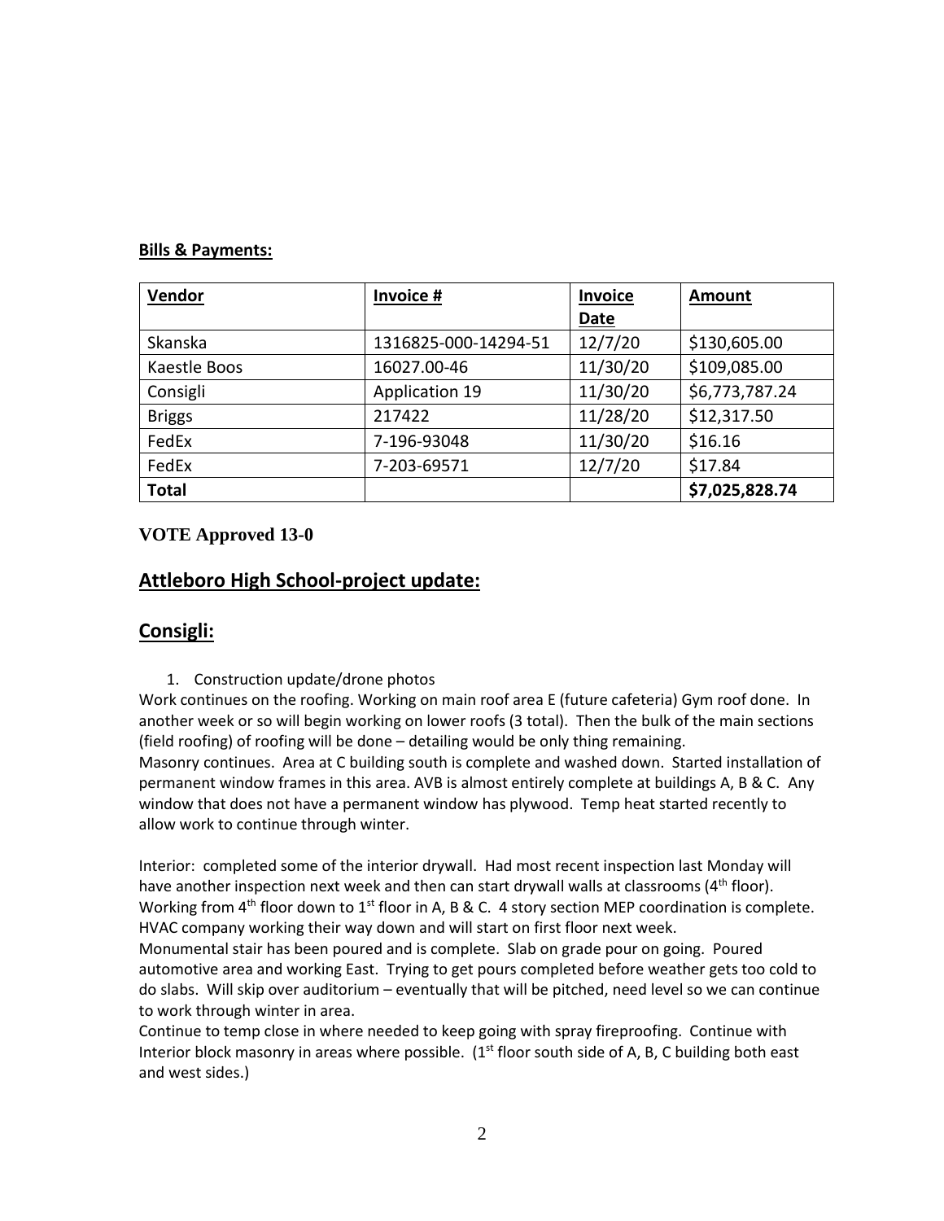**Bills & Payments:**

| Vendor | Invoice # | Invoice Date | Amount |
|---|---|---|---|
| Skanska | 1316825-000-14294-51 | 12/7/20 | $130,605.00 |
| Kaestle Boos | 16027.00-46 | 11/30/20 | $109,085.00 |
| Consigli | Application 19 | 11/30/20 | $6,773,787.24 |
| Briggs | 217422 | 11/28/20 | $12,317.50 |
| FedEx | 7-196-93048 | 11/30/20 | $16.16 |
| FedEx | 7-203-69571 | 12/7/20 | $17.84 |
| **Total** | | | **$7,025,828.74** |

**VOTE Approved 13-0**

## Attleboro High School-project update:

## Consigli:

1. Construction update/drone photos

Work continues on the roofing. Working on main roof area E (future cafeteria) Gym roof done. In another week or so will begin working on lower roofs (3 total). Then the bulk of the main sections (field roofing) of roofing will be done – detailing would be only thing remaining.

Masonry continues. Area at C building south is complete and washed down. Started installation of permanent window frames in this area. AVB is almost entirely complete at buildings A, B & C. Any window that does not have a permanent window has plywood. Temp heat started recently to allow work to continue through winter.

Interior: completed some of the interior drywall. Had most recent inspection last Monday will have another inspection next week and then can start drywall walls at classrooms (4th floor). Working from 4th floor down to 1st floor in A, B & C. 4 story section MEP coordination is complete. HVAC company working their way down and will start on first floor next week.

Monumental stair has been poured and is complete. Slab on grade pour on going. Poured automotive area and working East. Trying to get pours completed before weather gets too cold to do slabs. Will skip over auditorium – eventually that will be pitched, need level so we can continue to work through winter in area.

Continue to temp close in where needed to keep going with spray fireproofing. Continue with Interior block masonry in areas where possible. (1st floor south side of A, B, C building both east and west sides.)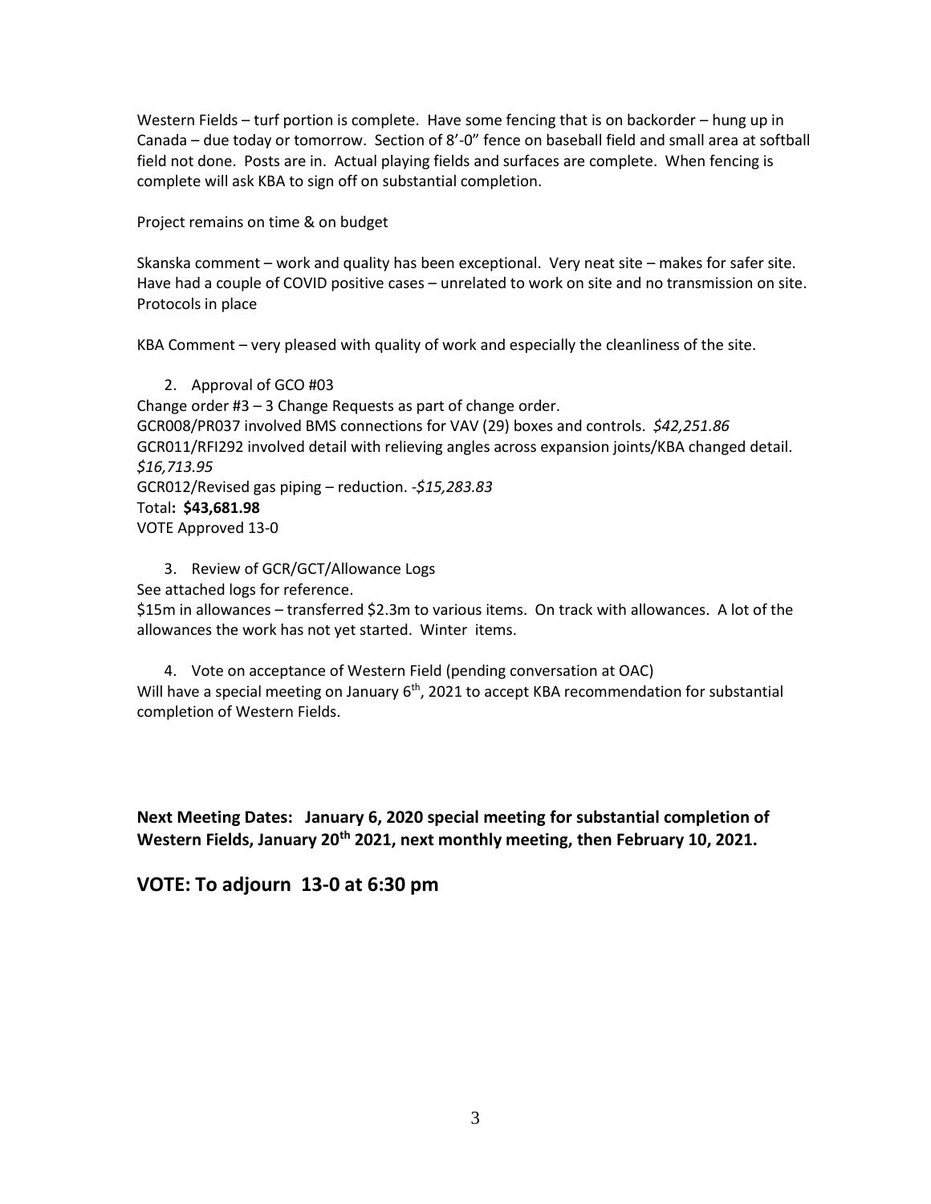Western Fields – turf portion is complete. Have some fencing that is on backorder – hung up in Canada – due today or tomorrow. Section of 8'-0" fence on baseball field and small area at softball field not done. Posts are in. Actual playing fields and surfaces are complete. When fencing is complete will ask KBA to sign off on substantial completion.

Project remains on time & on budget

Skanska comment – work and quality has been exceptional. Very neat site – makes for safer site. Have had a couple of COVID positive cases – unrelated to work on site and no transmission on site. Protocols in place

KBA Comment – very pleased with quality of work and especially the cleanliness of the site.

2. Approval of GCO #03

Change order #3 – 3 Change Requests as part of change order.
GCR008/PR037 involved BMS connections for VAV (29) boxes and controls. *$42,251.86*
GCR011/RFI292 involved detail with relieving angles across expansion joints/KBA changed detail. *$16,713.95*
GCR012/Revised gas piping – reduction. -*$15,283.83*
Total**: $43,681.98**
VOTE Approved 13-0

3. Review of GCR/GCT/Allowance Logs

See attached logs for reference.
$15m in allowances – transferred $2.3m to various items. On track with allowances. A lot of the allowances the work has not yet started. Winter items.

4. Vote on acceptance of Western Field (pending conversation at OAC)

Will have a special meeting on January 6th, 2021 to accept KBA recommendation for substantial completion of Western Fields.

**Next Meeting Dates: January 6, 2020 special meeting for substantial completion of Western Fields, January 20th 2021, next monthly meeting, then February 10, 2021.**

## VOTE: To adjourn 13-0 at 6:30 pm